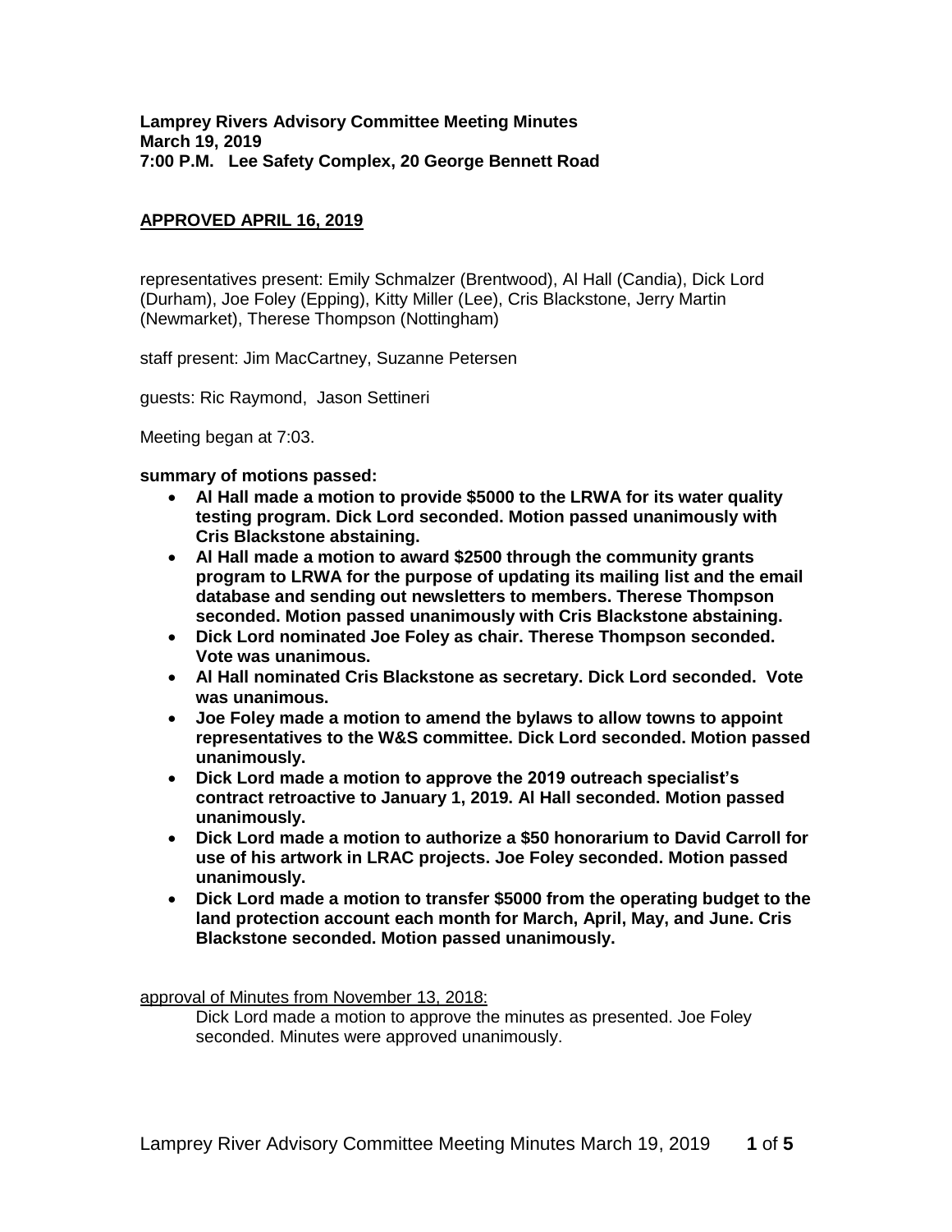**Lamprey Rivers Advisory Committee Meeting Minutes**
**March 19, 2019**
**7:00 P.M. Lee Safety Complex, 20 George Bennett Road**

**APPROVED APRIL 16, 2019**

representatives present: Emily Schmalzer (Brentwood), Al Hall (Candia), Dick Lord (Durham), Joe Foley (Epping), Kitty Miller (Lee), Cris Blackstone, Jerry Martin (Newmarket), Therese Thompson (Nottingham)

staff present: Jim MacCartney, Suzanne Petersen

guests: Ric Raymond, Jason Settineri

Meeting began at 7:03.

**summary of motions passed:**

- **Al Hall made a motion to provide $5000 to the LRWA for its water quality testing program. Dick Lord seconded. Motion passed unanimously with Cris Blackstone abstaining.**
- **Al Hall made a motion to award $2500 through the community grants program to LRWA for the purpose of updating its mailing list and the email database and sending out newsletters to members. Therese Thompson seconded. Motion passed unanimously with Cris Blackstone abstaining.**
- **Dick Lord nominated Joe Foley as chair. Therese Thompson seconded. Vote was unanimous.**
- **Al Hall nominated Cris Blackstone as secretary. Dick Lord seconded. Vote was unanimous.**
- **Joe Foley made a motion to amend the bylaws to allow towns to appoint representatives to the W&S committee. Dick Lord seconded. Motion passed unanimously.**
- **Dick Lord made a motion to approve the 2019 outreach specialist's contract retroactive to January 1, 2019. Al Hall seconded. Motion passed unanimously.**
- **Dick Lord made a motion to authorize a $50 honorarium to David Carroll for use of his artwork in LRAC projects. Joe Foley seconded. Motion passed unanimously.**
- **Dick Lord made a motion to transfer $5000 from the operating budget to the land protection account each month for March, April, May, and June. Cris Blackstone seconded. Motion passed unanimously.**

approval of Minutes from November 13, 2018:

Dick Lord made a motion to approve the minutes as presented. Joe Foley seconded. Minutes were approved unanimously.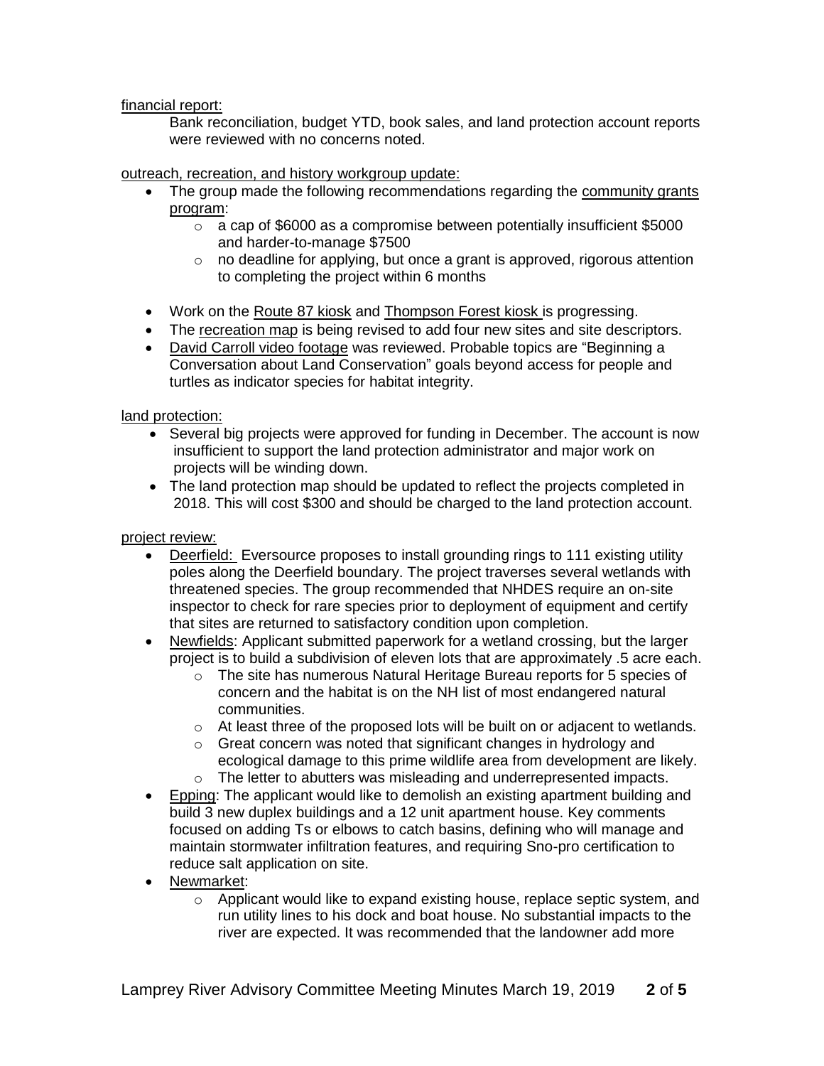financial report:

Bank reconciliation, budget YTD, book sales, and land protection account reports were reviewed with no concerns noted.

outreach, recreation, and history workgroup update:

- The group made the following recommendations regarding the community grants program:
    - a cap of $6000 as a compromise between potentially insufficient $5000 and harder-to-manage $7500
    - no deadline for applying, but once a grant is approved, rigorous attention to completing the project within 6 months
- Work on the Route 87 kiosk and Thompson Forest kiosk is progressing.
- The recreation map is being revised to add four new sites and site descriptors.
- David Carroll video footage was reviewed. Probable topics are "Beginning a Conversation about Land Conservation" goals beyond access for people and turtles as indicator species for habitat integrity.

land protection:

- Several big projects were approved for funding in December. The account is now insufficient to support the land protection administrator and major work on projects will be winding down.
- The land protection map should be updated to reflect the projects completed in 2018. This will cost $300 and should be charged to the land protection account.

project review:

- Deerfield: Eversource proposes to install grounding rings to 111 existing utility poles along the Deerfield boundary. The project traverses several wetlands with threatened species. The group recommended that NHDES require an on-site inspector to check for rare species prior to deployment of equipment and certify that sites are returned to satisfactory condition upon completion.
- Newfields: Applicant submitted paperwork for a wetland crossing, but the larger project is to build a subdivision of eleven lots that are approximately .5 acre each.
    - The site has numerous Natural Heritage Bureau reports for 5 species of concern and the habitat is on the NH list of most endangered natural communities.
    - At least three of the proposed lots will be built on or adjacent to wetlands.
    - Great concern was noted that significant changes in hydrology and ecological damage to this prime wildlife area from development are likely.
    - The letter to abutters was misleading and underrepresented impacts.
- Epping: The applicant would like to demolish an existing apartment building and build 3 new duplex buildings and a 12 unit apartment house. Key comments focused on adding Ts or elbows to catch basins, defining who will manage and maintain stormwater infiltration features, and requiring Sno-pro certification to reduce salt application on site.
- Newmarket:
    - Applicant would like to expand existing house, replace septic system, and run utility lines to his dock and boat house. No substantial impacts to the river are expected. It was recommended that the landowner add more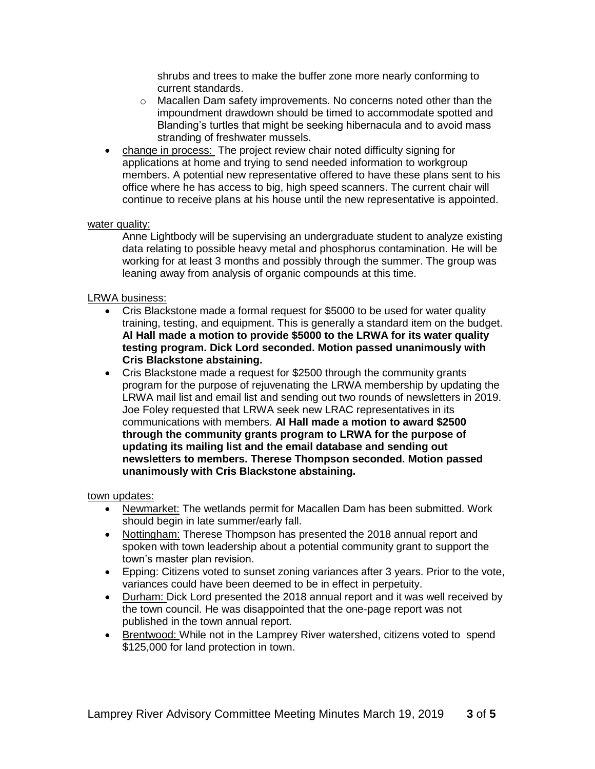shrubs and trees to make the buffer zone more nearly conforming to current standards.

  - Macallen Dam safety improvements. No concerns noted other than the impoundment drawdown should be timed to accommodate spotted and Blanding's turtles that might be seeking hibernacula and to avoid mass stranding of freshwater mussels.

- change in process: The project review chair noted difficulty signing for applications at home and trying to send needed information to workgroup members. A potential new representative offered to have these plans sent to his office where he has access to big, high speed scanners. The current chair will continue to receive plans at his house until the new representative is appointed.

water quality:

Anne Lightbody will be supervising an undergraduate student to analyze existing data relating to possible heavy metal and phosphorus contamination. He will be working for at least 3 months and possibly through the summer. The group was leaning away from analysis of organic compounds at this time.

LRWA business:

- Cris Blackstone made a formal request for $5000 to be used for water quality training, testing, and equipment. This is generally a standard item on the budget. **Al Hall made a motion to provide $5000 to the LRWA for its water quality testing program. Dick Lord seconded. Motion passed unanimously with Cris Blackstone abstaining.**
- Cris Blackstone made a request for $2500 through the community grants program for the purpose of rejuvenating the LRWA membership by updating the LRWA mail list and email list and sending out two rounds of newsletters in 2019. Joe Foley requested that LRWA seek new LRAC representatives in its communications with members. **Al Hall made a motion to award $2500 through the community grants program to LRWA for the purpose of updating its mailing list and the email database and sending out newsletters to members. Therese Thompson seconded. Motion passed unanimously with Cris Blackstone abstaining.**

town updates:

- Newmarket: The wetlands permit for Macallen Dam has been submitted. Work should begin in late summer/early fall.
- Nottingham: Therese Thompson has presented the 2018 annual report and spoken with town leadership about a potential community grant to support the town's master plan revision.
- Epping: Citizens voted to sunset zoning variances after 3 years. Prior to the vote, variances could have been deemed to be in effect in perpetuity.
- Durham: Dick Lord presented the 2018 annual report and it was well received by the town council. He was disappointed that the one-page report was not published in the town annual report.
- Brentwood: While not in the Lamprey River watershed, citizens voted to spend $125,000 for land protection in town.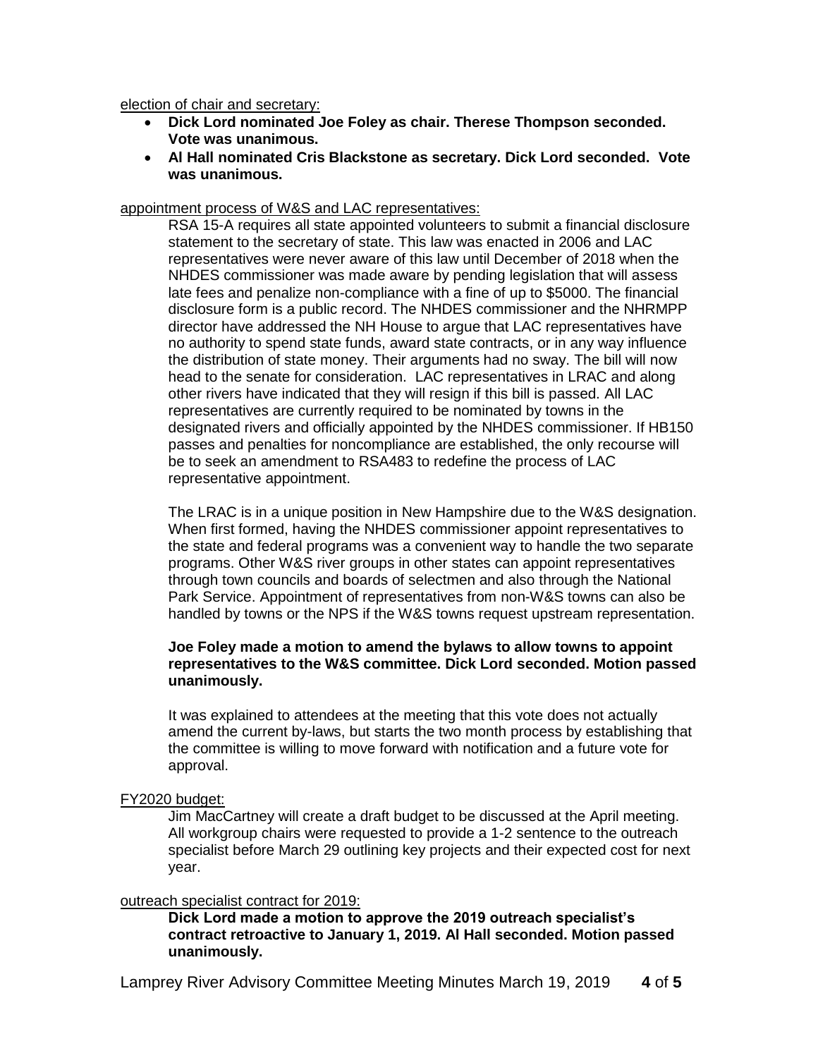election of chair and secretary:

- **Dick Lord nominated Joe Foley as chair. Therese Thompson seconded. Vote was unanimous.**
- **Al Hall nominated Cris Blackstone as secretary. Dick Lord seconded. Vote was unanimous.**

appointment process of W&S and LAC representatives:

RSA 15-A requires all state appointed volunteers to submit a financial disclosure statement to the secretary of state. This law was enacted in 2006 and LAC representatives were never aware of this law until December of 2018 when the NHDES commissioner was made aware by pending legislation that will assess late fees and penalize non-compliance with a fine of up to $5000. The financial disclosure form is a public record. The NHDES commissioner and the NHRMPP director have addressed the NH House to argue that LAC representatives have no authority to spend state funds, award state contracts, or in any way influence the distribution of state money. Their arguments had no sway. The bill will now head to the senate for consideration. LAC representatives in LRAC and along other rivers have indicated that they will resign if this bill is passed. All LAC representatives are currently required to be nominated by towns in the designated rivers and officially appointed by the NHDES commissioner. If HB150 passes and penalties for noncompliance are established, the only recourse will be to seek an amendment to RSA483 to redefine the process of LAC representative appointment.

The LRAC is in a unique position in New Hampshire due to the W&S designation. When first formed, having the NHDES commissioner appoint representatives to the state and federal programs was a convenient way to handle the two separate programs. Other W&S river groups in other states can appoint representatives through town councils and boards of selectmen and also through the National Park Service. Appointment of representatives from non-W&S towns can also be handled by towns or the NPS if the W&S towns request upstream representation.

**Joe Foley made a motion to amend the bylaws to allow towns to appoint representatives to the W&S committee. Dick Lord seconded. Motion passed unanimously.**

It was explained to attendees at the meeting that this vote does not actually amend the current by-laws, but starts the two month process by establishing that the committee is willing to move forward with notification and a future vote for approval.

FY2020 budget:

Jim MacCartney will create a draft budget to be discussed at the April meeting. All workgroup chairs were requested to provide a 1-2 sentence to the outreach specialist before March 29 outlining key projects and their expected cost for next year.

outreach specialist contract for 2019:

**Dick Lord made a motion to approve the 2019 outreach specialist's contract retroactive to January 1, 2019. Al Hall seconded. Motion passed unanimously.**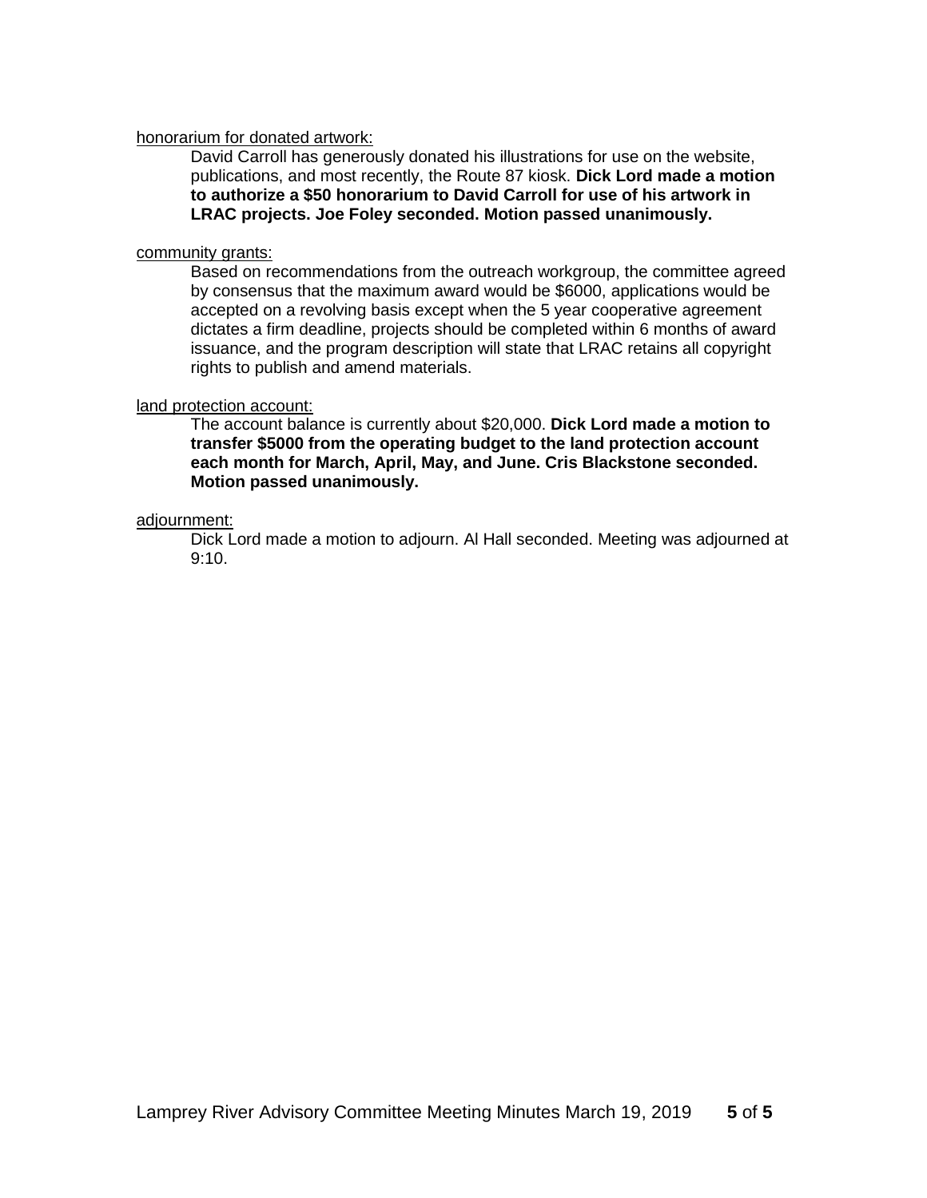<u>honorarium for donated artwork:</u>

David Carroll has generously donated his illustrations for use on the website, publications, and most recently, the Route 87 kiosk. **Dick Lord made a motion to authorize a $50 honorarium to David Carroll for use of his artwork in LRAC projects. Joe Foley seconded. Motion passed unanimously.**

<u>community grants:</u>

Based on recommendations from the outreach workgroup, the committee agreed by consensus that the maximum award would be $6000, applications would be accepted on a revolving basis except when the 5 year cooperative agreement dictates a firm deadline, projects should be completed within 6 months of award issuance, and the program description will state that LRAC retains all copyright rights to publish and amend materials.

<u>land protection account:</u>

The account balance is currently about $20,000. **Dick Lord made a motion to transfer $5000 from the operating budget to the land protection account each month for March, April, May, and June. Cris Blackstone seconded. Motion passed unanimously.**

<u>adjournment:</u>

Dick Lord made a motion to adjourn. Al Hall seconded. Meeting was adjourned at 9:10.